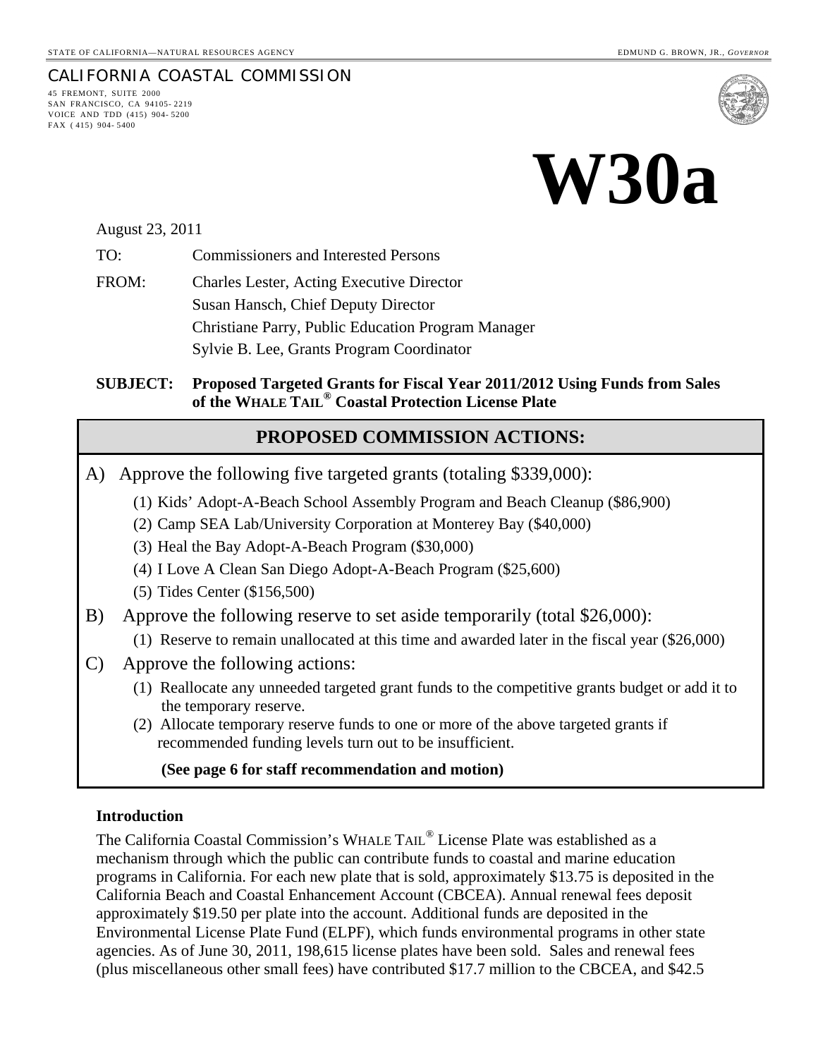STATE OF CALIFORNIA—NATURAL RESOURCES AGENCY

EDMUND G. BROWN, JR., *GOVERNOR*

CALIFORNIA COASTAL COMMISSION

45 FREMONT, SUITE 2000
SAN FRANCISCO, CA 94105-2219
VOICE AND TDD (415) 904-5200
FAX (415) 904-5400

# W30a

August 23, 2011

TO: Commissioners and Interested Persons

FROM: Charles Lester, Acting Executive Director
Susan Hansch, Chief Deputy Director
Christiane Parry, Public Education Program Manager
Sylvie B. Lee, Grants Program Coordinator

**SUBJECT: Proposed Targeted Grants for Fiscal Year 2011/2012 Using Funds from Sales of the WHALE TAIL® Coastal Protection License Plate**

## PROPOSED COMMISSION ACTIONS:

A) Approve the following five targeted grants (totaling $339,000):

(1) Kids' Adopt-A-Beach School Assembly Program and Beach Cleanup ($86,900)
(2) Camp SEA Lab/University Corporation at Monterey Bay ($40,000)
(3) Heal the Bay Adopt-A-Beach Program ($30,000)
(4) I Love A Clean San Diego Adopt-A-Beach Program ($25,600)
(5) Tides Center ($156,500)

B) Approve the following reserve to set aside temporarily (total $26,000):

(1) Reserve to remain unallocated at this time and awarded later in the fiscal year ($26,000)

C) Approve the following actions:

(1) Reallocate any unneeded targeted grant funds to the competitive grants budget or add it to the temporary reserve.
(2) Allocate temporary reserve funds to one or more of the above targeted grants if recommended funding levels turn out to be insufficient.

**(See page 6 for staff recommendation and motion)**

**Introduction**

The California Coastal Commission's WHALE TAIL® License Plate was established as a mechanism through which the public can contribute funds to coastal and marine education programs in California. For each new plate that is sold, approximately $13.75 is deposited in the California Beach and Coastal Enhancement Account (CBCEA). Annual renewal fees deposit approximately $19.50 per plate into the account. Additional funds are deposited in the Environmental License Plate Fund (ELPF), which funds environmental programs in other state agencies. As of June 30, 2011, 198,615 license plates have been sold. Sales and renewal fees (plus miscellaneous other small fees) have contributed $17.7 million to the CBCEA, and $42.5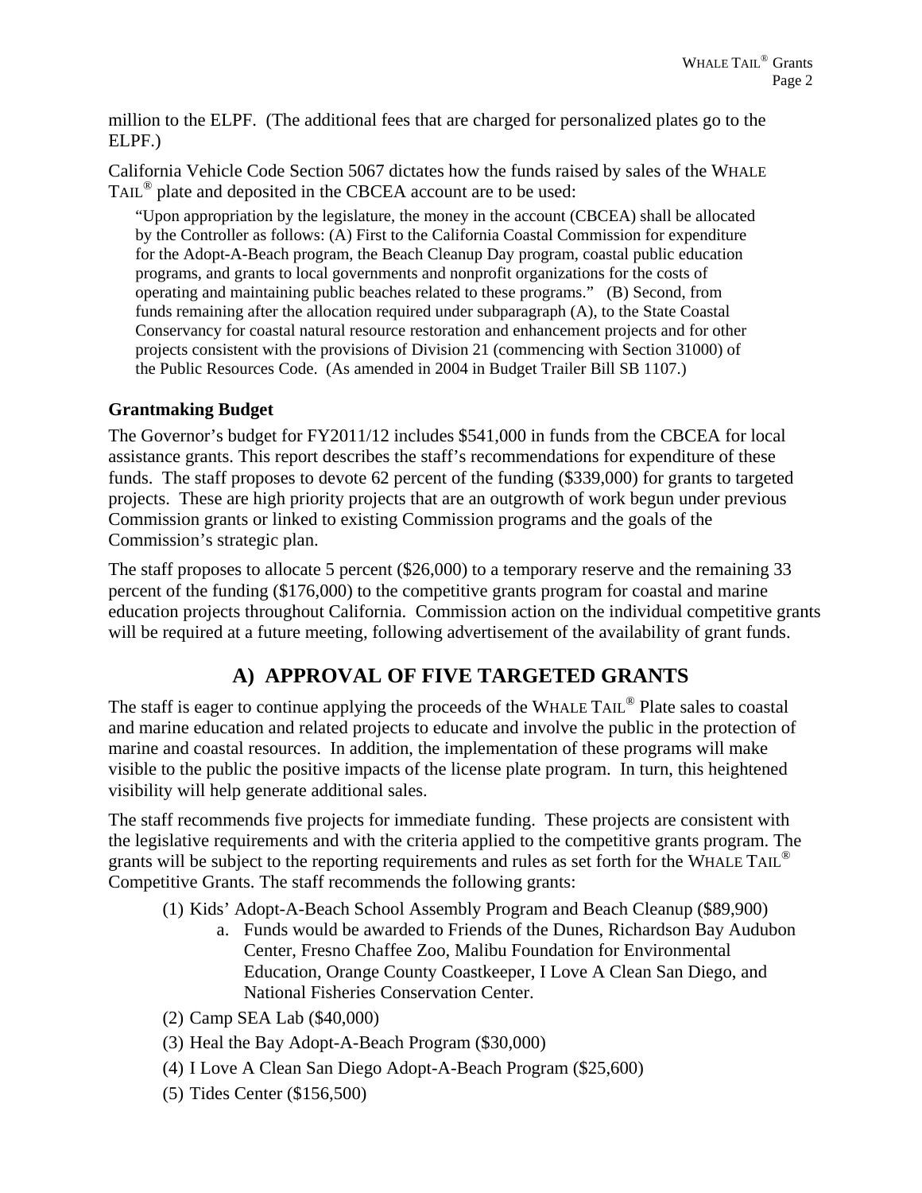million to the ELPF. (The additional fees that are charged for personalized plates go to the ELPF.)

California Vehicle Code Section 5067 dictates how the funds raised by sales of the WHALE TAIL® plate and deposited in the CBCEA account are to be used:

> "Upon appropriation by the legislature, the money in the account (CBCEA) shall be allocated by the Controller as follows: (A) First to the California Coastal Commission for expenditure for the Adopt-A-Beach program, the Beach Cleanup Day program, coastal public education programs, and grants to local governments and nonprofit organizations for the costs of operating and maintaining public beaches related to these programs." (B) Second, from funds remaining after the allocation required under subparagraph (A), to the State Coastal Conservancy for coastal natural resource restoration and enhancement projects and for other projects consistent with the provisions of Division 21 (commencing with Section 31000) of the Public Resources Code. (As amended in 2004 in Budget Trailer Bill SB 1107.)

**Grantmaking Budget**

The Governor's budget for FY2011/12 includes $541,000 in funds from the CBCEA for local assistance grants. This report describes the staff's recommendations for expenditure of these funds. The staff proposes to devote 62 percent of the funding ($339,000) for grants to targeted projects. These are high priority projects that are an outgrowth of work begun under previous Commission grants or linked to existing Commission programs and the goals of the Commission's strategic plan.

The staff proposes to allocate 5 percent ($26,000) to a temporary reserve and the remaining 33 percent of the funding ($176,000) to the competitive grants program for coastal and marine education projects throughout California. Commission action on the individual competitive grants will be required at a future meeting, following advertisement of the availability of grant funds.

## A) APPROVAL OF FIVE TARGETED GRANTS

The staff is eager to continue applying the proceeds of the WHALE TAIL® Plate sales to coastal and marine education and related projects to educate and involve the public in the protection of marine and coastal resources. In addition, the implementation of these programs will make visible to the public the positive impacts of the license plate program. In turn, this heightened visibility will help generate additional sales.

The staff recommends five projects for immediate funding. These projects are consistent with the legislative requirements and with the criteria applied to the competitive grants program. The grants will be subject to the reporting requirements and rules as set forth for the WHALE TAIL® Competitive Grants. The staff recommends the following grants:

(1) Kids' Adopt-A-Beach School Assembly Program and Beach Cleanup ($89,900)
   a. Funds would be awarded to Friends of the Dunes, Richardson Bay Audubon Center, Fresno Chaffee Zoo, Malibu Foundation for Environmental Education, Orange County Coastkeeper, I Love A Clean San Diego, and National Fisheries Conservation Center.

(2) Camp SEA Lab ($40,000)

(3) Heal the Bay Adopt-A-Beach Program ($30,000)

(4) I Love A Clean San Diego Adopt-A-Beach Program ($25,600)

(5) Tides Center ($156,500)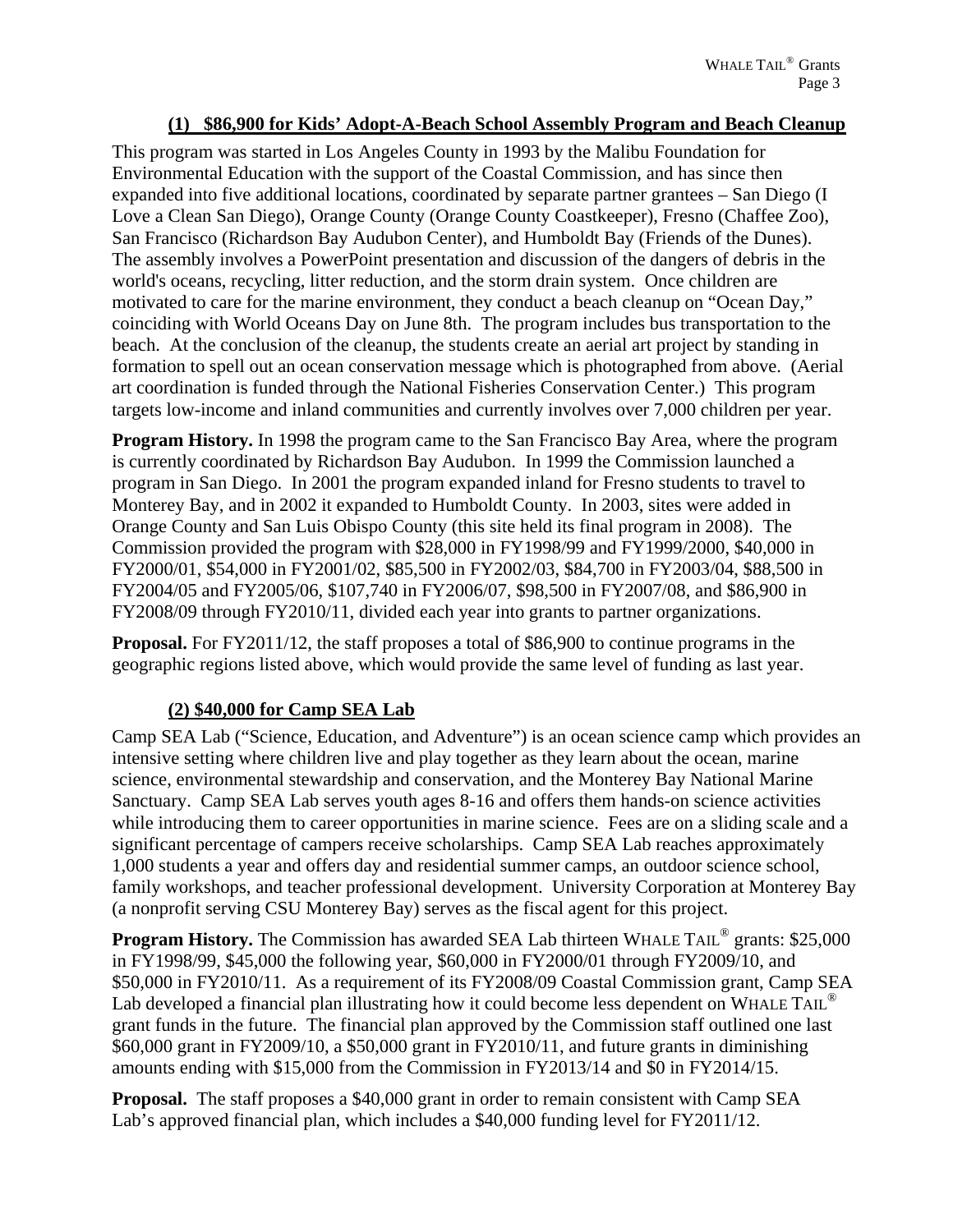### (1) $86,900 for Kids' Adopt-A-Beach School Assembly Program and Beach Cleanup

This program was started in Los Angeles County in 1993 by the Malibu Foundation for Environmental Education with the support of the Coastal Commission, and has since then expanded into five additional locations, coordinated by separate partner grantees – San Diego (I Love a Clean San Diego), Orange County (Orange County Coastkeeper), Fresno (Chaffee Zoo), San Francisco (Richardson Bay Audubon Center), and Humboldt Bay (Friends of the Dunes). The assembly involves a PowerPoint presentation and discussion of the dangers of debris in the world's oceans, recycling, litter reduction, and the storm drain system. Once children are motivated to care for the marine environment, they conduct a beach cleanup on "Ocean Day," coinciding with World Oceans Day on June 8th. The program includes bus transportation to the beach. At the conclusion of the cleanup, the students create an aerial art project by standing in formation to spell out an ocean conservation message which is photographed from above. (Aerial art coordination is funded through the National Fisheries Conservation Center.) This program targets low-income and inland communities and currently involves over 7,000 children per year.

**Program History.** In 1998 the program came to the San Francisco Bay Area, where the program is currently coordinated by Richardson Bay Audubon. In 1999 the Commission launched a program in San Diego. In 2001 the program expanded inland for Fresno students to travel to Monterey Bay, and in 2002 it expanded to Humboldt County. In 2003, sites were added in Orange County and San Luis Obispo County (this site held its final program in 2008). The Commission provided the program with $28,000 in FY1998/99 and FY1999/2000, $40,000 in FY2000/01, $54,000 in FY2001/02, $85,500 in FY2002/03, $84,700 in FY2003/04, $88,500 in FY2004/05 and FY2005/06, $107,740 in FY2006/07, $98,500 in FY2007/08, and $86,900 in FY2008/09 through FY2010/11, divided each year into grants to partner organizations.

**Proposal.** For FY2011/12, the staff proposes a total of $86,900 to continue programs in the geographic regions listed above, which would provide the same level of funding as last year.

### (2) $40,000 for Camp SEA Lab

Camp SEA Lab ("Science, Education, and Adventure") is an ocean science camp which provides an intensive setting where children live and play together as they learn about the ocean, marine science, environmental stewardship and conservation, and the Monterey Bay National Marine Sanctuary. Camp SEA Lab serves youth ages 8-16 and offers them hands-on science activities while introducing them to career opportunities in marine science. Fees are on a sliding scale and a significant percentage of campers receive scholarships. Camp SEA Lab reaches approximately 1,000 students a year and offers day and residential summer camps, an outdoor science school, family workshops, and teacher professional development. University Corporation at Monterey Bay (a nonprofit serving CSU Monterey Bay) serves as the fiscal agent for this project.

**Program History.** The Commission has awarded SEA Lab thirteen WHALE TAIL® grants: $25,000 in FY1998/99, $45,000 the following year, $60,000 in FY2000/01 through FY2009/10, and $50,000 in FY2010/11. As a requirement of its FY2008/09 Coastal Commission grant, Camp SEA Lab developed a financial plan illustrating how it could become less dependent on WHALE TAIL® grant funds in the future. The financial plan approved by the Commission staff outlined one last $60,000 grant in FY2009/10, a $50,000 grant in FY2010/11, and future grants in diminishing amounts ending with $15,000 from the Commission in FY2013/14 and $0 in FY2014/15.

**Proposal.** The staff proposes a $40,000 grant in order to remain consistent with Camp SEA Lab's approved financial plan, which includes a $40,000 funding level for FY2011/12.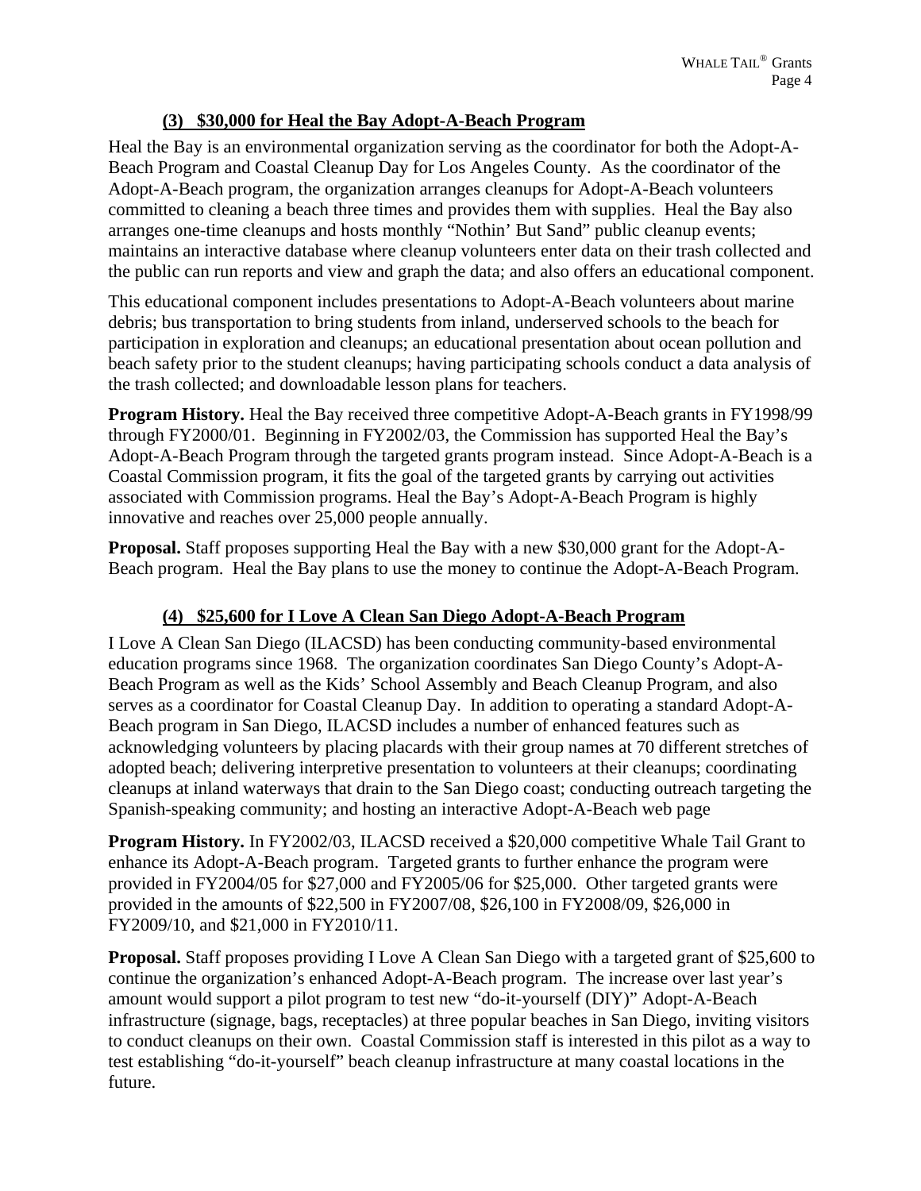### (3) $30,000 for Heal the Bay Adopt-A-Beach Program

Heal the Bay is an environmental organization serving as the coordinator for both the Adopt-A-Beach Program and Coastal Cleanup Day for Los Angeles County. As the coordinator of the Adopt-A-Beach program, the organization arranges cleanups for Adopt-A-Beach volunteers committed to cleaning a beach three times and provides them with supplies. Heal the Bay also arranges one-time cleanups and hosts monthly "Nothin' But Sand" public cleanup events; maintains an interactive database where cleanup volunteers enter data on their trash collected and the public can run reports and view and graph the data; and also offers an educational component.

This educational component includes presentations to Adopt-A-Beach volunteers about marine debris; bus transportation to bring students from inland, underserved schools to the beach for participation in exploration and cleanups; an educational presentation about ocean pollution and beach safety prior to the student cleanups; having participating schools conduct a data analysis of the trash collected; and downloadable lesson plans for teachers.

**Program History.** Heal the Bay received three competitive Adopt-A-Beach grants in FY1998/99 through FY2000/01. Beginning in FY2002/03, the Commission has supported Heal the Bay's Adopt-A-Beach Program through the targeted grants program instead. Since Adopt-A-Beach is a Coastal Commission program, it fits the goal of the targeted grants by carrying out activities associated with Commission programs. Heal the Bay's Adopt-A-Beach Program is highly innovative and reaches over 25,000 people annually.

**Proposal.** Staff proposes supporting Heal the Bay with a new $30,000 grant for the Adopt-A-Beach program. Heal the Bay plans to use the money to continue the Adopt-A-Beach Program.

### (4) $25,600 for I Love A Clean San Diego Adopt-A-Beach Program

I Love A Clean San Diego (ILACSD) has been conducting community-based environmental education programs since 1968. The organization coordinates San Diego County's Adopt-A-Beach Program as well as the Kids' School Assembly and Beach Cleanup Program, and also serves as a coordinator for Coastal Cleanup Day. In addition to operating a standard Adopt-A-Beach program in San Diego, ILACSD includes a number of enhanced features such as acknowledging volunteers by placing placards with their group names at 70 different stretches of adopted beach; delivering interpretive presentation to volunteers at their cleanups; coordinating cleanups at inland waterways that drain to the San Diego coast; conducting outreach targeting the Spanish-speaking community; and hosting an interactive Adopt-A-Beach web page

**Program History.** In FY2002/03, ILACSD received a $20,000 competitive Whale Tail Grant to enhance its Adopt-A-Beach program. Targeted grants to further enhance the program were provided in FY2004/05 for $27,000 and FY2005/06 for $25,000. Other targeted grants were provided in the amounts of $22,500 in FY2007/08, $26,100 in FY2008/09, $26,000 in FY2009/10, and $21,000 in FY2010/11.

**Proposal.** Staff proposes providing I Love A Clean San Diego with a targeted grant of $25,600 to continue the organization's enhanced Adopt-A-Beach program. The increase over last year's amount would support a pilot program to test new "do-it-yourself (DIY)" Adopt-A-Beach infrastructure (signage, bags, receptacles) at three popular beaches in San Diego, inviting visitors to conduct cleanups on their own. Coastal Commission staff is interested in this pilot as a way to test establishing "do-it-yourself" beach cleanup infrastructure at many coastal locations in the future.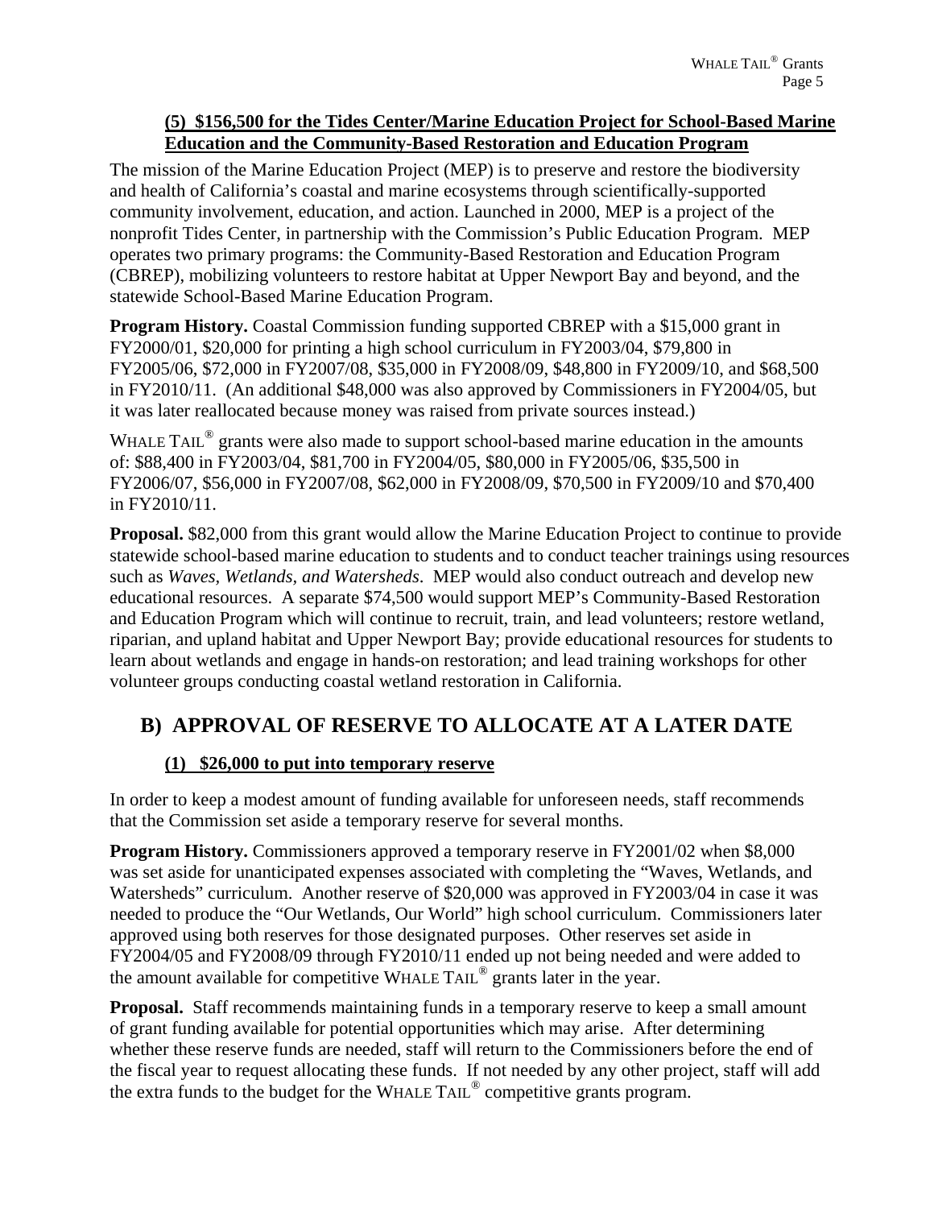**(5) $156,500 for the Tides Center/Marine Education Project for School-Based Marine Education and the Community-Based Restoration and Education Program**

The mission of the Marine Education Project (MEP) is to preserve and restore the biodiversity and health of California's coastal and marine ecosystems through scientifically-supported community involvement, education, and action. Launched in 2000, MEP is a project of the nonprofit Tides Center, in partnership with the Commission's Public Education Program. MEP operates two primary programs: the Community-Based Restoration and Education Program (CBREP), mobilizing volunteers to restore habitat at Upper Newport Bay and beyond, and the statewide School-Based Marine Education Program.

**Program History.** Coastal Commission funding supported CBREP with a $15,000 grant in FY2000/01, $20,000 for printing a high school curriculum in FY2003/04, $79,800 in FY2005/06, $72,000 in FY2007/08, $35,000 in FY2008/09, $48,800 in FY2009/10, and $68,500 in FY2010/11. (An additional $48,000 was also approved by Commissioners in FY2004/05, but it was later reallocated because money was raised from private sources instead.)

WHALE TAIL® grants were also made to support school-based marine education in the amounts of: $88,400 in FY2003/04, $81,700 in FY2004/05, $80,000 in FY2005/06, $35,500 in FY2006/07, $56,000 in FY2007/08, $62,000 in FY2008/09, $70,500 in FY2009/10 and $70,400 in FY2010/11.

**Proposal.** $82,000 from this grant would allow the Marine Education Project to continue to provide statewide school-based marine education to students and to conduct teacher trainings using resources such as *Waves, Wetlands, and Watersheds*. MEP would also conduct outreach and develop new educational resources. A separate $74,500 would support MEP's Community-Based Restoration and Education Program which will continue to recruit, train, and lead volunteers; restore wetland, riparian, and upland habitat and Upper Newport Bay; provide educational resources for students to learn about wetlands and engage in hands-on restoration; and lead training workshops for other volunteer groups conducting coastal wetland restoration in California.

## B) APPROVAL OF RESERVE TO ALLOCATE AT A LATER DATE

**(1) $26,000 to put into temporary reserve**

In order to keep a modest amount of funding available for unforeseen needs, staff recommends that the Commission set aside a temporary reserve for several months.

**Program History.** Commissioners approved a temporary reserve in FY2001/02 when $8,000 was set aside for unanticipated expenses associated with completing the "Waves, Wetlands, and Watersheds" curriculum. Another reserve of $20,000 was approved in FY2003/04 in case it was needed to produce the "Our Wetlands, Our World" high school curriculum. Commissioners later approved using both reserves for those designated purposes. Other reserves set aside in FY2004/05 and FY2008/09 through FY2010/11 ended up not being needed and were added to the amount available for competitive WHALE TAIL® grants later in the year.

**Proposal.** Staff recommends maintaining funds in a temporary reserve to keep a small amount of grant funding available for potential opportunities which may arise. After determining whether these reserve funds are needed, staff will return to the Commissioners before the end of the fiscal year to request allocating these funds. If not needed by any other project, staff will add the extra funds to the budget for the WHALE TAIL® competitive grants program.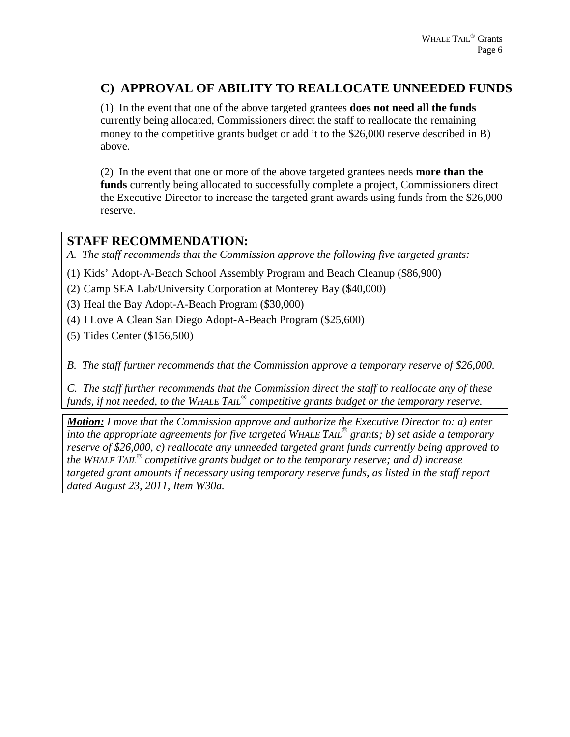## C) APPROVAL OF ABILITY TO REALLOCATE UNNEEDED FUNDS

(1) In the event that one of the above targeted grantees **does not need all the funds** currently being allocated, Commissioners direct the staff to reallocate the remaining money to the competitive grants budget or add it to the $26,000 reserve described in B) above.

(2) In the event that one or more of the above targeted grantees needs **more than the funds** currently being allocated to successfully complete a project, Commissioners direct the Executive Director to increase the targeted grant awards using funds from the $26,000 reserve.

## STAFF RECOMMENDATION:

*A. The staff recommends that the Commission approve the following five targeted grants:*

(1) Kids' Adopt-A-Beach School Assembly Program and Beach Cleanup ($86,900)

(2) Camp SEA Lab/University Corporation at Monterey Bay ($40,000)

(3) Heal the Bay Adopt-A-Beach Program ($30,000)

(4) I Love A Clean San Diego Adopt-A-Beach Program ($25,600)

(5) Tides Center ($156,500)

*B. The staff further recommends that the Commission approve a temporary reserve of $26,000.*

*C. The staff further recommends that the Commission direct the staff to reallocate any of these funds, if not needed, to the WHALE TAIL® competitive grants budget or the temporary reserve.*

***Motion:*** *I move that the Commission approve and authorize the Executive Director to: a) enter into the appropriate agreements for five targeted WHALE TAIL® grants; b) set aside a temporary reserve of $26,000, c) reallocate any unneeded targeted grant funds currently being approved to the WHALE TAIL® competitive grants budget or to the temporary reserve; and d) increase targeted grant amounts if necessary using temporary reserve funds, as listed in the staff report dated August 23, 2011, Item W30a.*